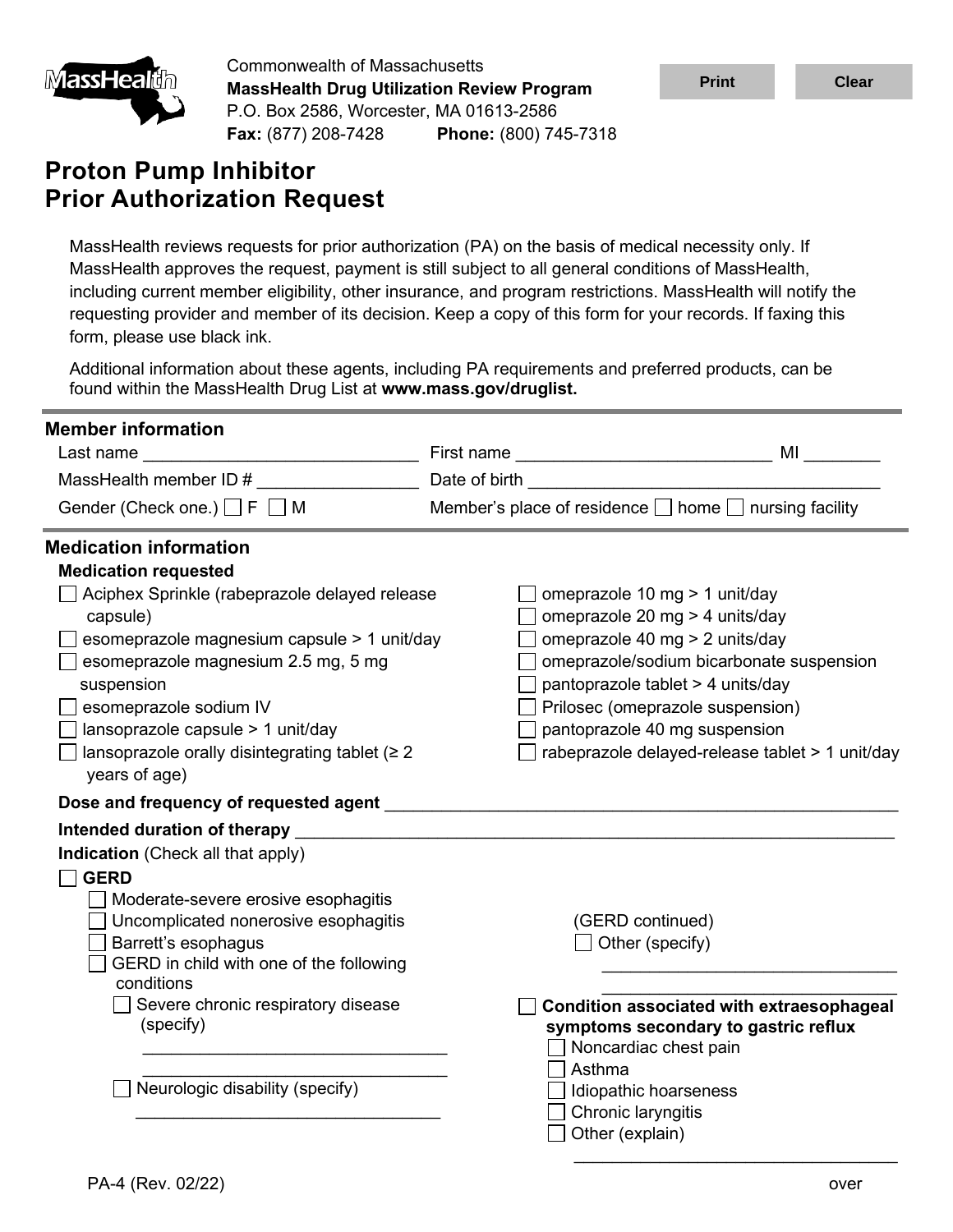Commonwealth of Massachusetts
**MassHealth Drug Utilization Review Program**
P.O. Box 2586, Worcester, MA 01613-2586
**Fax:** (877) 208-7428 **Phone:** (800) 745-7318

# Proton Pump Inhibitor Prior Authorization Request

MassHealth reviews requests for prior authorization (PA) on the basis of medical necessity only. If MassHealth approves the request, payment is still subject to all general conditions of MassHealth, including current member eligibility, other insurance, and program restrictions. MassHealth will notify the requesting provider and member of its decision. Keep a copy of this form for your records. If faxing this form, please use black ink.

Additional information about these agents, including PA requirements and preferred products, can be found within the MassHealth Drug List at **www.mass.gov/druglist.**

## Member information

Last name ____________________________ First name ___________________________ MI ________

MassHealth member ID # ________________ Date of birth ____________________________________

Gender (Check one.) ☐ F ☐ M Member's place of residence ☐ home ☐ nursing facility

## Medication information

### Medication requested

- ☐ Aciphex Sprinkle (rabeprazole delayed release capsule)
- ☐ esomeprazole magnesium capsule > 1 unit/day
- ☐ esomeprazole magnesium 2.5 mg, 5 mg suspension
- ☐ esomeprazole sodium IV
- ☐ lansoprazole capsule > 1 unit/day
- ☐ lansoprazole orally disintegrating tablet (≥ 2 years of age)
- ☐ omeprazole 10 mg > 1 unit/day
- ☐ omeprazole 20 mg > 4 units/day
- ☐ omeprazole 40 mg > 2 units/day
- ☐ omeprazole/sodium bicarbonate suspension
- ☐ pantoprazole tablet > 4 units/day
- ☐ Prilosec (omeprazole suspension)
- ☐ pantoprazole 40 mg suspension
- ☐ rabeprazole delayed-release tablet > 1 unit/day

**Dose and frequency of requested agent** ______________________________________________________

**Intended duration of therapy** ______________________________________________________________

**Indication** (Check all that apply)

- ☐ **GERD**
  - ☐ Moderate-severe erosive esophagitis
  - ☐ Uncomplicated nonerosive esophagitis
  - ☐ Barrett's esophagus
  - ☐ GERD in child with one of the following conditions
    - ☐ Severe chronic respiratory disease (specify) ________________________________
    - ☐ Neurologic disability (specify) ________________________________
  - (GERD continued)
  - ☐ Other (specify) ________________________________
- ☐ **Condition associated with extraesophageal symptoms secondary to gastric reflux**
  - ☐ Noncardiac chest pain
  - ☐ Asthma
  - ☐ Idiopathic hoarseness
  - ☐ Chronic laryngitis
  - ☐ Other (explain) ________________________________

PA-4 (Rev. 02/22) over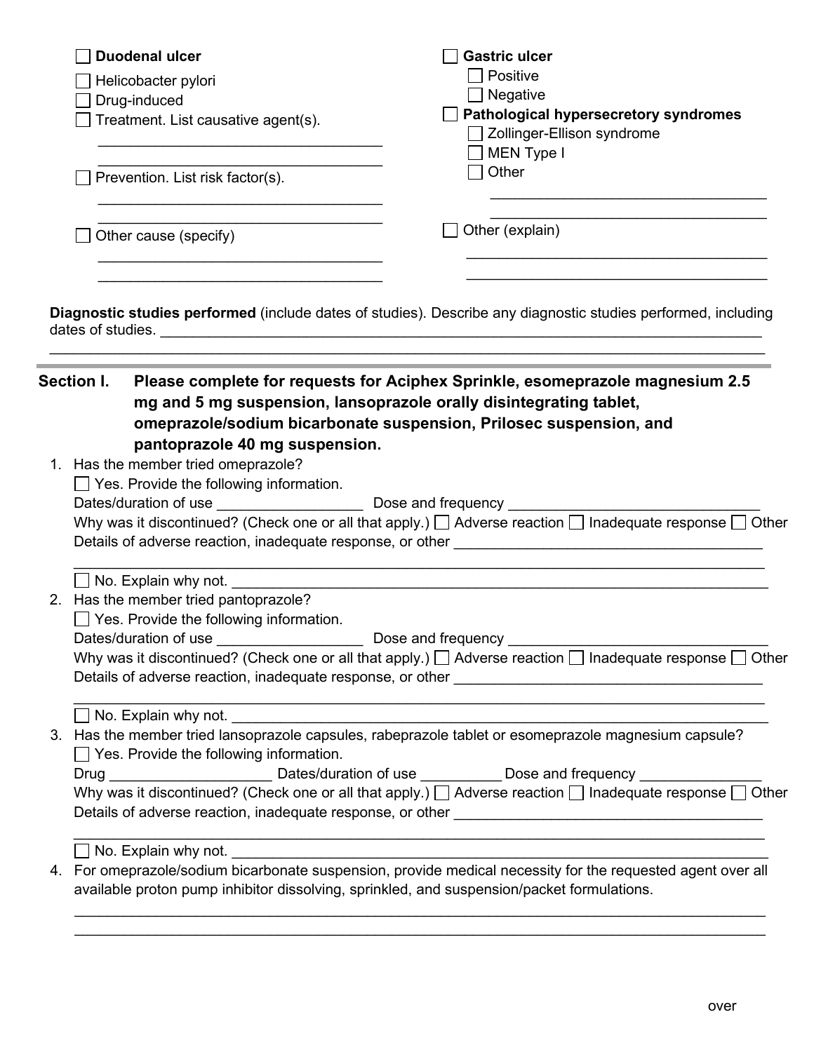☐ **Duodenal ulcer**

☐ Helicobacter pylori

☐ Drug-induced

☐ Treatment. List causative agent(s).

___________________________________

___________________________________

☐ Prevention. List risk factor(s).

___________________________________

___________________________________

☐ Other cause (specify)

___________________________________

___________________________________

☐ **Gastric ulcer**

☐ Positive

☐ Negative

☐ **Pathological hypersecretory syndromes**

☐ Zollinger-Ellison syndrome

☐ MEN Type I

☐ Other

___________________________________

___________________________________

☐ Other (explain)

___________________________________

___________________________________

**Diagnostic studies performed** (include dates of studies). Describe any diagnostic studies performed, including dates of studies. ___________________________________________________________________________

___________________________________________________________________________

## Section I. Please complete for requests for Aciphex Sprinkle, esomeprazole magnesium 2.5 mg and 5 mg suspension, lansoprazole orally disintegrating tablet, omeprazole/sodium bicarbonate suspension, Prilosec suspension, and pantoprazole 40 mg suspension.

1. Has the member tried omeprazole?

   ☐ Yes. Provide the following information.

   Dates/duration of use _________________ Dose and frequency ______________________________

   Why was it discontinued? (Check one or all that apply.) ☐ Adverse reaction ☐ Inadequate response ☐ Other

   Details of adverse reaction, inadequate response, or other _____________________________________

   ___________________________________________________________________________

   ☐ No. Explain why not. ______________________________________________________________

2. Has the member tried pantoprazole?

   ☐ Yes. Provide the following information.

   Dates/duration of use _________________ Dose and frequency ______________________________

   Why was it discontinued? (Check one or all that apply.) ☐ Adverse reaction ☐ Inadequate response ☐ Other

   Details of adverse reaction, inadequate response, or other _____________________________________

   ___________________________________________________________________________

   ☐ No. Explain why not. ______________________________________________________________

3. Has the member tried lansoprazole capsules, rabeprazole tablet or esomeprazole magnesium capsule?

   ☐ Yes. Provide the following information.

   Drug ___________________ Dates/duration of use __________ Dose and frequency _______________

   Why was it discontinued? (Check one or all that apply.) ☐ Adverse reaction ☐ Inadequate response ☐ Other

   Details of adverse reaction, inadequate response, or other _____________________________________

   ___________________________________________________________________________

   ☐ No. Explain why not. ______________________________________________________________

4. For omeprazole/sodium bicarbonate suspension, provide medical necessity for the requested agent over all available proton pump inhibitor dissolving, sprinkled, and suspension/packet formulations.

   ___________________________________________________________________________

   ___________________________________________________________________________

over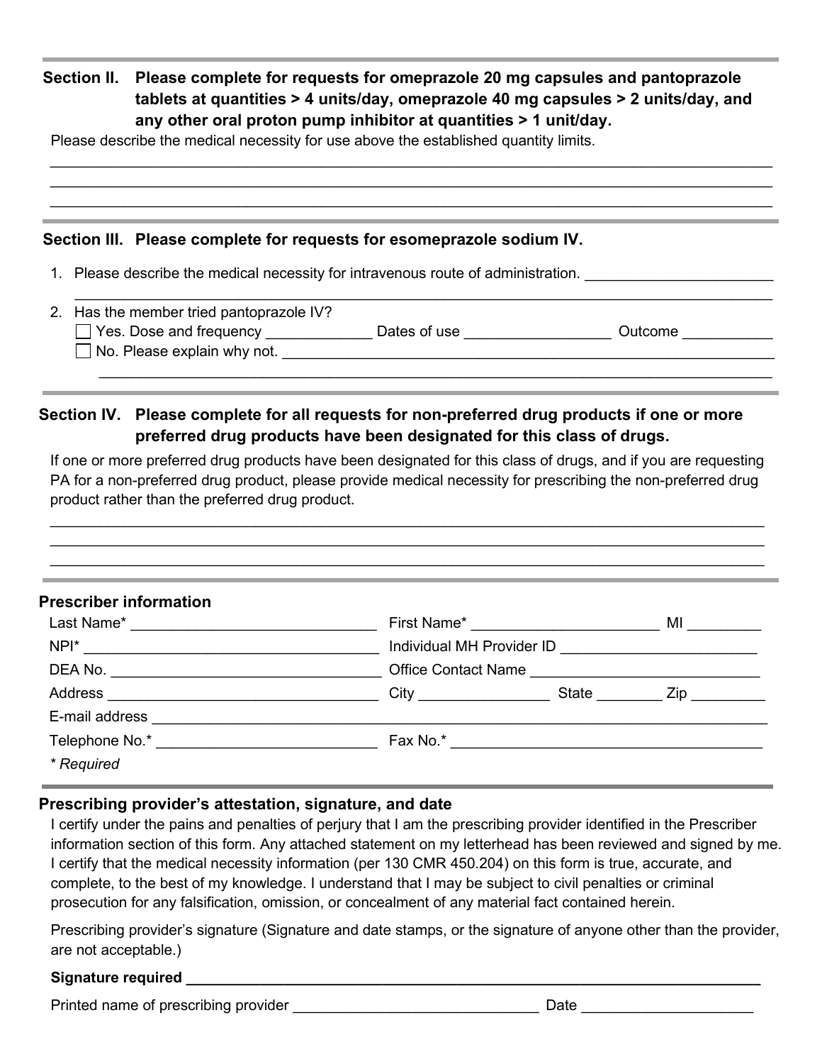## Section II. Please complete for requests for omeprazole 20 mg capsules and pantoprazole tablets at quantities > 4 units/day, omeprazole 40 mg capsules > 2 units/day, and any other oral proton pump inhibitor at quantities > 1 unit/day.

Please describe the medical necessity for use above the established quantity limits.

_______________________________________________________________________________________
_______________________________________________________________________________________
_______________________________________________________________________________________

## Section III. Please complete for requests for esomeprazole sodium IV.

1. Please describe the medical necessity for intravenous route of administration. _______________________
   _______________________________________________________________________________________
2. Has the member tried pantoprazole IV?
   - ☐ Yes. Dose and frequency _____________ Dates of use _________________ Outcome ___________
   - ☐ No. Please explain why not. _______________________________________________________________
     _______________________________________________________________________________________

## Section IV. Please complete for all requests for non-preferred drug products if one or more preferred drug products have been designated for this class of drugs.

If one or more preferred drug products have been designated for this class of drugs, and if you are requesting PA for a non-preferred drug product, please provide medical necessity for prescribing the non-preferred drug product rather than the preferred drug product.

_______________________________________________________________________________________
_______________________________________________________________________________________
_______________________________________________________________________________________

## Prescriber information

Last Name* ______________________________ First Name* ______________________ MI _________

NPI* ___________________________________ Individual MH Provider ID ________________________

DEA No. ________________________________ Office Contact Name ____________________________

Address ________________________________ City ________________ State ________ Zip _________

E-mail address ___________________________________________________________________________

Telephone No.* __________________________ Fax No.* ______________________________________

*\* Required*

## Prescribing provider's attestation, signature, and date

I certify under the pains and penalties of perjury that I am the prescribing provider identified in the Prescriber information section of this form. Any attached statement on my letterhead has been reviewed and signed by me. I certify that the medical necessity information (per 130 CMR 450.204) on this form is true, accurate, and complete, to the best of my knowledge. I understand that I may be subject to civil penalties or criminal prosecution for any falsification, omission, or concealment of any material fact contained herein.

Prescribing provider's signature (Signature and date stamps, or the signature of anyone other than the provider, are not acceptable.)

**Signature required** ___________________________________________________________________________

Printed name of prescribing provider ______________________________ Date _____________________